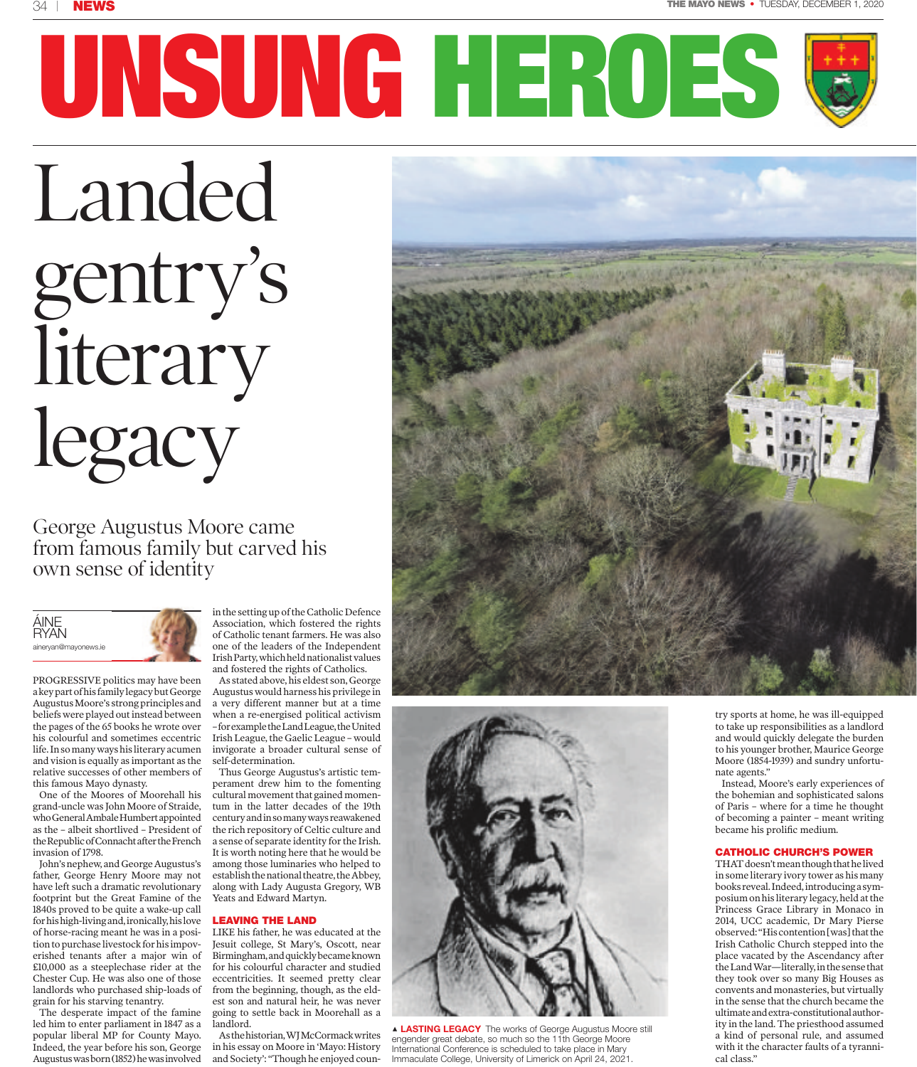# UNSUNG HEROES

# Landed gentry's literary legacy

## George Augustus Moore came from famous family but carved his own sense of identity

ÁINE RYAN
aineryan@mayonews.ie

PROGRESSIVE politics may have been a key part of his family legacy but George Augustus Moore's strong principles and beliefs were played out instead between the pages of the 65 books he wrote over his colourful and sometimes eccentric life. In so many ways his literary acumen and vision is equally as important as the relative successes of other members of this famous Mayo dynasty.

One of the Moores of Moorehall his grand-uncle was John Moore of Straide, who General Ambale Humbert appointed as the – albeit shortlived – President of the Republic of Connacht after the French invasion of 1798.

John's nephew, and George Augustus's father, George Henry Moore may not have left such a dramatic revolutionary footprint but the Great Famine of the 1840s proved to be quite a wake-up call for his high-living and, ironically, his love of horse-racing meant he was in a position to purchase livestock for his impoverished tenants after a major win of £10,000 as a steeplechase rider at the Chester Cup. He was also one of those landlords who purchased ship-loads of grain for his starving tenantry.

The desperate impact of the famine led him to enter parliament in 1847 as a popular liberal MP for County Mayo. Indeed, the year before his son, George Augustus was born (1852) he was involved in the setting up of the Catholic Defence Association, which fostered the rights of Catholic tenant farmers. He was also one of the leaders of the Independent Irish Party, which held nationalist values and fostered the rights of Catholics.

As stated above, his eldest son, George Augustus would harness his privilege in a very different manner but at a time when a re-energised political activism – for example the Land League, the United Irish League, the Gaelic League – would invigorate a broader cultural sense of self-determination.

Thus George Augustus's artistic temperament drew him to the fomenting cultural movement that gained momentum in the latter decades of the 19th century and in so many ways reawakened the rich repository of Celtic culture and a sense of separate identity for the Irish. It is worth noting here that he would be among those luminaries who helped to establish the national theatre, the Abbey, along with Lady Augusta Gregory, WB Yeats and Edward Martyn.

### LEAVING THE LAND

LIKE his father, he was educated at the Jesuit college, St Mary's, Oscott, near Birmingham, and quickly became known for his colourful character and studied eccentricities. It seemed pretty clear from the beginning, though, as the eldest son and natural heir, he was never going to settle back in Moorehall as a landlord.

As the historian, WJ McCormack writes in his essay on Moore in 'Mayo: History and Society': "Though he enjoyed country sports at home, he was ill-equipped to take up responsibilities as a landlord and would quickly delegate the burden to his younger brother, Maurice George Moore (1854-1939) and sundry unfortunate agents."

Instead, Moore's early experiences of the bohemian and sophisticated salons of Paris – where for a time he thought of becoming a painter – meant writing became his prolific medium.

▲ LASTING LEGACY The works of George Augustus Moore still engender great debate, so much so the 11th George Moore International Conference is scheduled to take place in Mary Immaculate College, University of Limerick on April 24, 2021.

### CATHOLIC CHURCH'S POWER

THAT doesn't mean though that he lived in some literary ivory tower as his many books reveal. Indeed, introducing a symposium on his literary legacy, held at the Princess Grace Library in Monaco in 2014, UCC academic, Dr Mary Pierse observed: "His contention [was] that the Irish Catholic Church stepped into the place vacated by the Ascendancy after the Land War—literally, in the sense that they took over so many Big Houses as convents and monasteries, but virtually in the sense that the church became the ultimate and extra-constitutional authority in the land. The priesthood assumed a kind of personal rule, and assumed with it the character faults of a tyrannical class."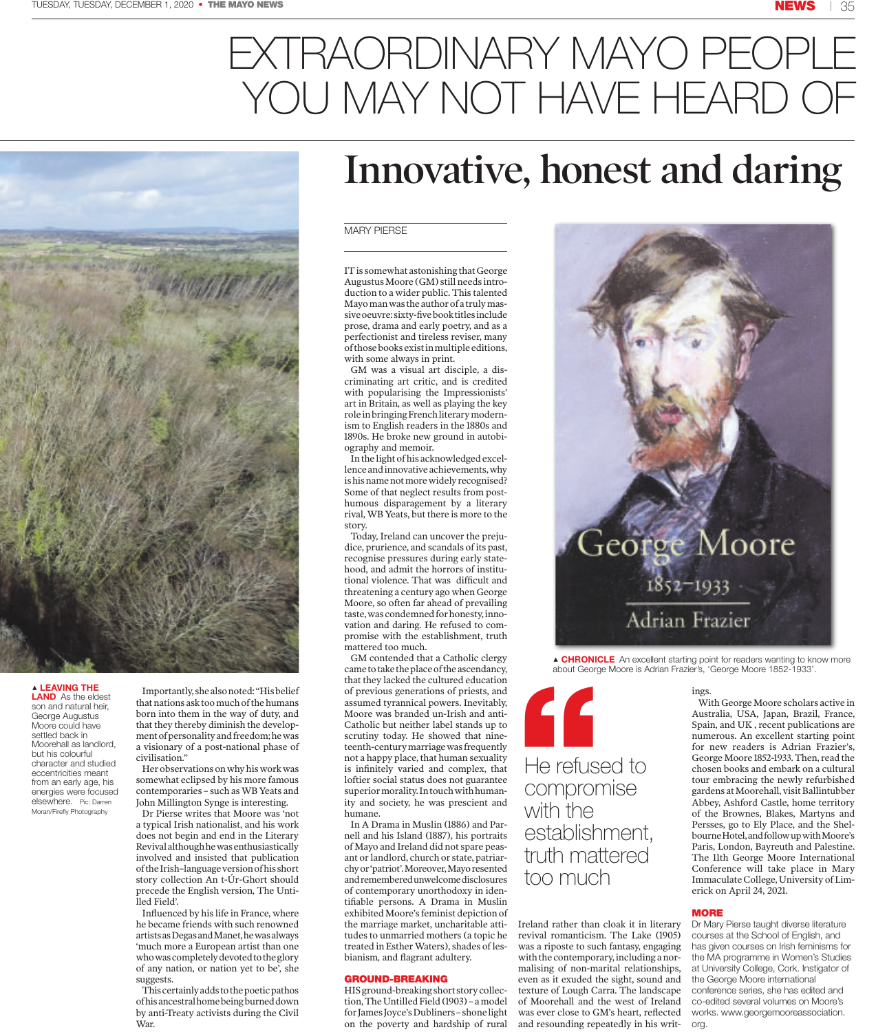# EXTRAORDINARY MAYO PEOPLE YOU MAY NOT HAVE HEARD OF

## Innovative, honest and daring

MARY PIERSE

IT is somewhat astonishing that George Augustus Moore (GM) still needs introduction to a wider public. This talented Mayo man was the author of a truly massive oeuvre: sixty-five book titles include prose, drama and early poetry, and as a perfectionist and tireless reviser, many of those books exist in multiple editions, with some always in print.

GM was a visual art disciple, a discriminating art critic, and is credited with popularising the Impressionists' art in Britain, as well as playing the key role in bringing French literary modernism to English readers in the 1880s and 1890s. He broke new ground in autobiography and memoir.

In the light of his acknowledged excellence and innovative achievements, why is his name not more widely recognised? Some of that neglect results from posthumous disparagement by a literary rival, WB Yeats, but there is more to the story.

Today, Ireland can uncover the prejudice, prurience, and scandals of its past, recognise pressures during early statehood, and admit the horrors of institutional violence. That was difficult and threatening a century ago when George Moore, so often far ahead of prevailing taste, was condemned for honesty, innovation and daring. He refused to compromise with the establishment, truth mattered too much.

GM contended that a Catholic clergy came to take the place of the ascendancy, that they lacked the cultured education of previous generations of priests, and assumed tyrannical powers. Inevitably, Moore was branded un-Irish and anti-Catholic but neither label stands up to scrutiny today. He showed that nineteenth-century marriage was frequently not a happy place, that human sexuality is infinitely varied and complex, that loftier social status does not guarantee superior morality. In touch with humanity and society, he was prescient and humane.

In A Drama in Muslin (1886) and Parnell and his Island (1887), his portraits of Mayo and Ireland did not spare peasant or landlord, church or state, patriarchy or 'patriot'. Moreover, Mayo resented and remembered unwelcome disclosures of contemporary unorthodoxy in identifiable persons. A Drama in Muslin exhibited Moore's feminist depiction of the marriage market, uncharitable attitudes to unmarried mothers (a topic he treated in Esther Waters), shades of lesbianism, and flagrant adultery.

### GROUND-BREAKING

HIS ground-breaking short story collection, The Untilled Field (1903) – a model for James Joyce's Dubliners – shone light on the poverty and hardship of rural Ireland rather than cloak it in literary revival romanticism. The Lake (1905) was a riposte to such fantasy, engaging with the contemporary, including a normalising of non-marital relationships, even as it exuded the sight, sound and texture of Lough Carra. The landscape of Moorehall and the west of Ireland was ever close to GM's heart, reflected and resounding repeatedly in his writings.

> He refused to compromise with the establishment, truth mattered too much

With George Moore scholars active in Australia, USA, Japan, Brazil, France, Spain, and UK , recent publications are numerous. An excellent starting point for new readers is Adrian Frazier's, George Moore 1852-1933. Then, read the chosen books and embark on a cultural tour embracing the newly refurbished gardens at Moorehall, visit Ballintubber Abbey, Ashford Castle, home territory of the Brownes, Blakes, Martyns and Persses, go to Ely Place, and the Shelbourne Hotel, and follow up with Moore's Paris, London, Bayreuth and Palestine. The 11th George Moore International Conference will take place in Mary Immaculate College, University of Limerick on April 24, 2021.

Importantly, she also noted: "His belief that nations ask too much of the humans born into them in the way of duty, and that they thereby diminish the development of personality and freedom; he was a visionary of a post-national phase of civilisation."

Her observations on why his work was somewhat eclipsed by his more famous contemporaries – such as WB Yeats and John Millington Synge is interesting.

Dr Pierse writes that Moore was 'not a typical Irish nationalist, and his work does not begin and end in the Literary Revival although he was enthusiastically involved and insisted that publication of the Irish–language version of his short story collection An t-Úr-Ghort should precede the English version, The Untilled Field'.

Influenced by his life in France, where he became friends with such renowned artists as Degas and Manet, he was always 'much more a European artist than one who was completely devoted to the glory of any nation, or nation yet to be', she suggests.

This certainly adds to the poetic pathos of his ancestral home being burned down by anti-Treaty activists during the Civil War.

▲ **LEAVING THE LAND** As the eldest son and natural heir, George Augustus Moore could have settled back in Moorehall as landlord, but his colourful character and studied eccentricities meant from an early age, his energies were focused elsewhere. Pic: Darren Moran/Firefly Photography

▲ **CHRONICLE** An excellent starting point for readers wanting to know more about George Moore is Adrian Frazier's, 'George Moore 1852-1933'.

George Moore 1852–1933 Adrian Frazier

### MORE

Dr Mary Pierse taught diverse literature courses at the School of English, and has given courses on Irish feminisms for the MA programme in Women's Studies at University College, Cork. Instigator of the George Moore international conference series, she has edited and co-edited several volumes on Moore's works. www.georgemooreassociation.org.